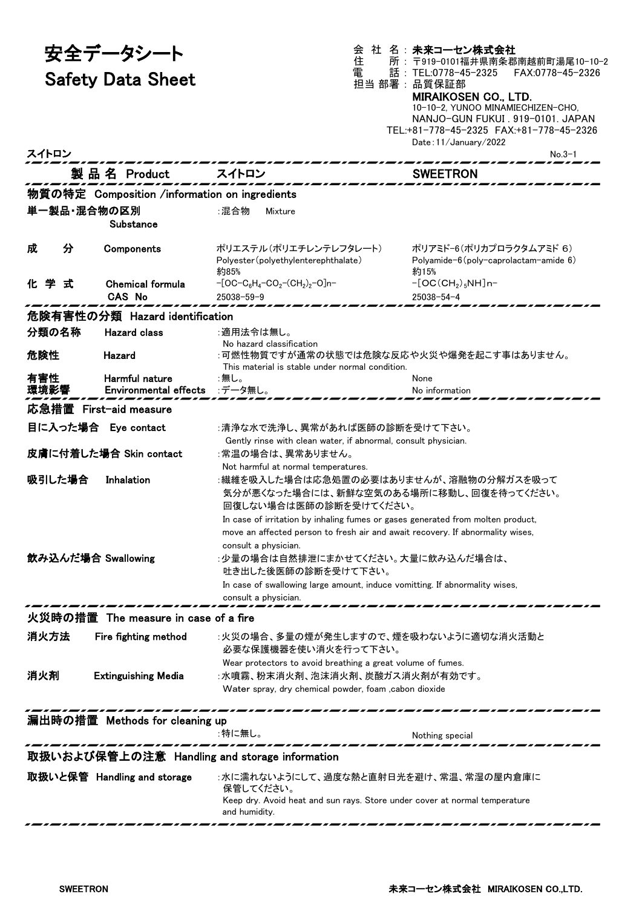# 安全データシート
# Safety Data Sheet

会社名：**未来コーセン株式会社**
住所：〒919-0101福井県南条郡南越前町湯尾10-10-2
電話：TEL:0778-45-2325　FAX:0778-45-2326
担当部署：品質保証部

**MIRAIKOSEN CO., LTD.**
10-10-2, YUNOO MINAMIECHIZEN-CHO,
NANJO-GUN FUKUI . 919-0101. JAPAN
TEL:+81-778-45-2325 FAX:+81-778-45-2326
Date：11/January/2022

スイトロン　　No.3-1

| 製品名 Product | スイトロン | SWEETRON |
|---|---|---|

## 物質の特定 Composition /information on ingredients

| | | | |
|---|---|---|---|
| 単一製品・混合物の区別 | Substance | :混合物　Mixture | |
| 成　分 | Components | ポリエステル(ポリエチレンテレフタレート)<br>Polyester(polyethyleneterephthalate)<br>約85% | ポリアミド-6(ポリカプロラクタムアミド 6)<br>Polyamide-6(poly-caprolactam-amide 6)<br>約15% |
| 化学式 | Chemical formula | $-[OC-C_6H_4-CO_2-(CH_2)_2-O]n-$ | $-[OC(CH_2)_5NH]n-$ |
| | CAS No | 25038-59-9 | 25038-54-4 |

## 危険有害性の分類 Hazard identification

| | | | |
|---|---|---|---|
| 分類の名称 | Hazard class | :適用法令は無し。<br>No hazard classification | |
| 危険性 | Hazard | :可燃性物質ですが通常の状態では危険な反応や火災や爆発を起こす事はありません。<br>This material is stable under normal condition. | |
| 有害性 | Harmful nature | :無し。 | None |
| 環境影響 | Environmental effects | :データ無し。 | No information |

## 応急措置 First-aid measure

**目に入った場合 Eye contact**
:清浄な水で洗浄し、異常があれば医師の診断を受けて下さい。
Gently rinse with clean water, if abnormal, consult physician.

**皮膚に付着した場合 Skin contact**
:常温の場合は、異常ありません。
Not harmful at normal temperatures.

**吸引した場合 Inhalation**
:繊維を吸入した場合は応急処置の必要はありませんが、溶融物の分解ガスを吸って気分が悪くなった場合には、新鮮な空気のある場所に移動し、回復を待ってください。回復しない場合は医師の診断を受けてください。
In case of irritation by inhaling fumes or gases generated from molten product, move an affected person to fresh air and await recovery. If abnormality wises, consult a physician.

**飲み込んだ場合 Swallowing**
:少量の場合は自然排泄にまかせてください。大量に飲み込んだ場合は、吐き出した後医師の診断を受けて下さい。
In case of swallowing large amount, induce vomitting. If abnormality wises, consult a physician.

## 火災時の措置 The measure in case of a fire

**消火方法 Fire fighting method**
:火災の場合、多量の煙が発生しますので、煙を吸わないように適切な消火活動と必要な保護機器を使い消火を行って下さい。
Wear protectors to avoid breathing a great volume of fumes.

**消火剤 Extinguishing Media**
:水噴霧、粉末消火剤、泡沫消火剤、炭酸ガス消火剤が有効です。
Water spray, dry chemical powder, foam ,cabon dioxide

## 漏出時の措置 Methods for cleaning up

:特に無し。　Nothing special

## 取扱いおよび保管上の注意 Handling and storage information

**取扱いと保管 Handling and storage**
:水に濡れないようにして、過度な熱と直射日光を避け、常温、常湿の屋内倉庫に保管してください。
Keep dry. Avoid heat and sun rays. Store under cover at normal temperature and humidity.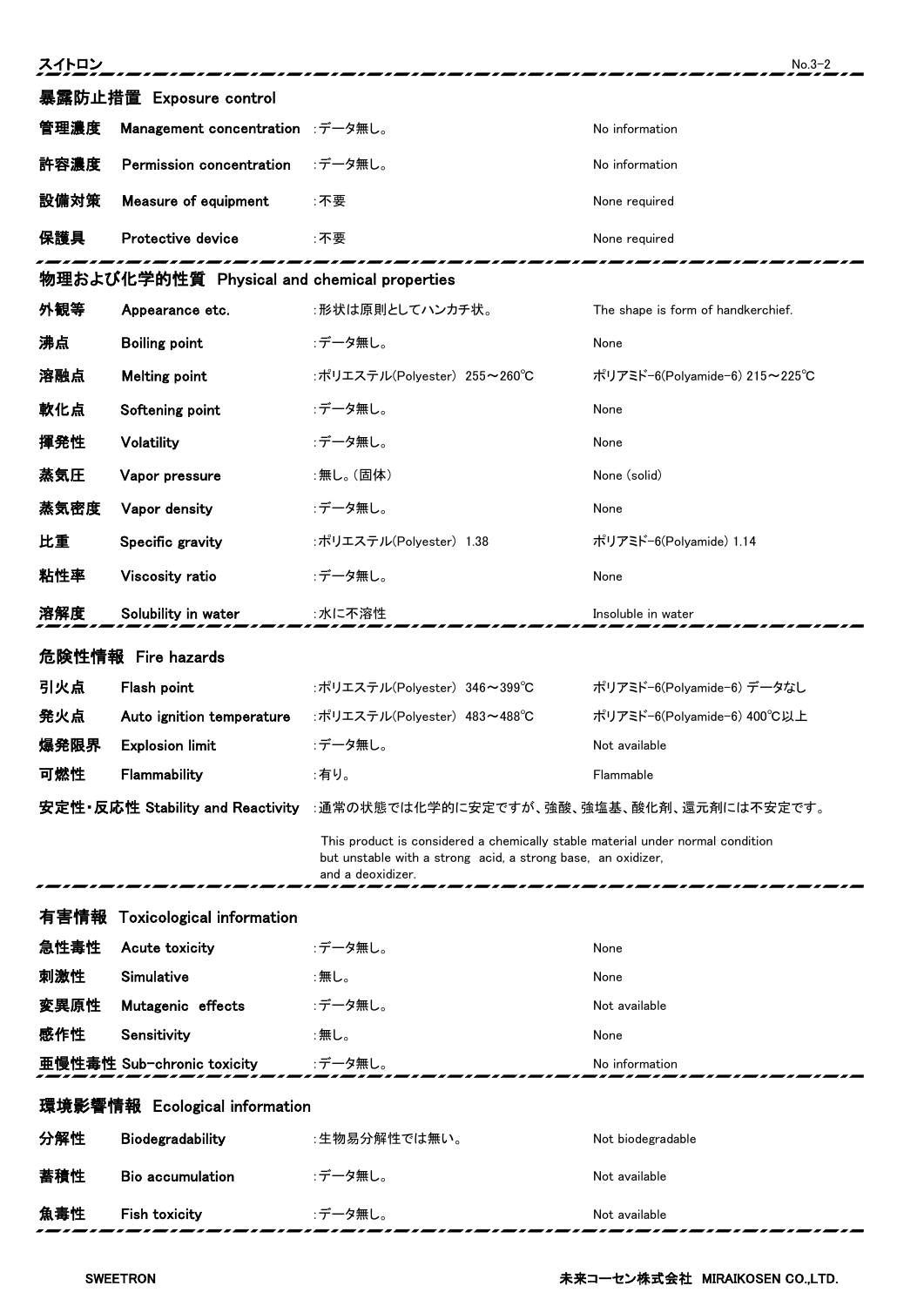## 暴露防止措置　Exposure control

| | | | |
|---|---|---|---|
| 管理濃度 | Management concentration | :データ無し。 | No information |
| 許容濃度 | Permission concentration | :データ無し。 | No information |
| 設備対策 | Measure of equipment | :不要 | None required |
| 保護具 | Protective device | :不要 | None required |

## 物理および化学的性質　Physical and chemical properties

| | | | |
|---|---|---|---|
| 外観等 | Appearance etc. | :形状は原則としてハンカチ状。 | The shape is form of handkerchief. |
| 沸点 | Boiling point | :データ無し。 | None |
| 溶融点 | Melting point | :ポリエステル(Polyester)　255～260℃ | ポリアミド-6(Polyamide-6) 215～225℃ |
| 軟化点 | Softening point | :データ無し。 | None |
| 揮発性 | Volatility | :データ無し。 | None |
| 蒸気圧 | Vapor pressure | :無し。(固体) | None (solid) |
| 蒸気密度 | Vapor density | :データ無し。 | None |
| 比重 | Specific gravity | :ポリエステル(Polyester)　1.38 | ポリアミド-6(Polyamide) 1.14 |
| 粘性率 | Viscosity ratio | :データ無し。 | None |
| 溶解度 | Solubility in water | :水に不溶性 | Insoluble in water |

## 危険性情報　Fire hazards

| | | | |
|---|---|---|---|
| 引火点 | Flash point | :ポリエステル(Polyester)　346～399℃ | ポリアミド-6(Polyamide-6) データなし |
| 発火点 | Auto ignition temperature | :ポリエステル(Polyester)　483～488℃ | ポリアミド-6(Polyamide-6) 400℃以上 |
| 爆発限界 | Explosion limit | :データ無し。 | Not available |
| 可燃性 | Flammability | :有り。 | Flammable |

**安定性・反応性 Stability and Reactivity**　:通常の状態では化学的に安定ですが、強酸、強塩基、酸化剤、還元剤には不安定です。

This product is considered a chemically stable material under normal condition but unstable with a strong acid, a strong base, an oxidizer, and a deoxidizer.

## 有害情報　Toxicological information

| | | | |
|---|---|---|---|
| 急性毒性 | Acute toxicity | :データ無し。 | None |
| 刺激性 | Simulative | :無し。 | None |
| 変異原性 | Mutagenic effects | :データ無し。 | Not available |
| 感作性 | Sensitivity | :無し。 | None |
| 亜慢性毒性 | Sub-chronic toxicity | :データ無し。 | No information |

## 環境影響情報　Ecological information

| | | | |
|---|---|---|---|
| 分解性 | Biodegradability | :生物易分解性では無い。 | Not biodegradable |
| 蓄積性 | Bio accumulation | :データ無し。 | Not available |
| 魚毒性 | Fish toxicity | :データ無し。 | Not available |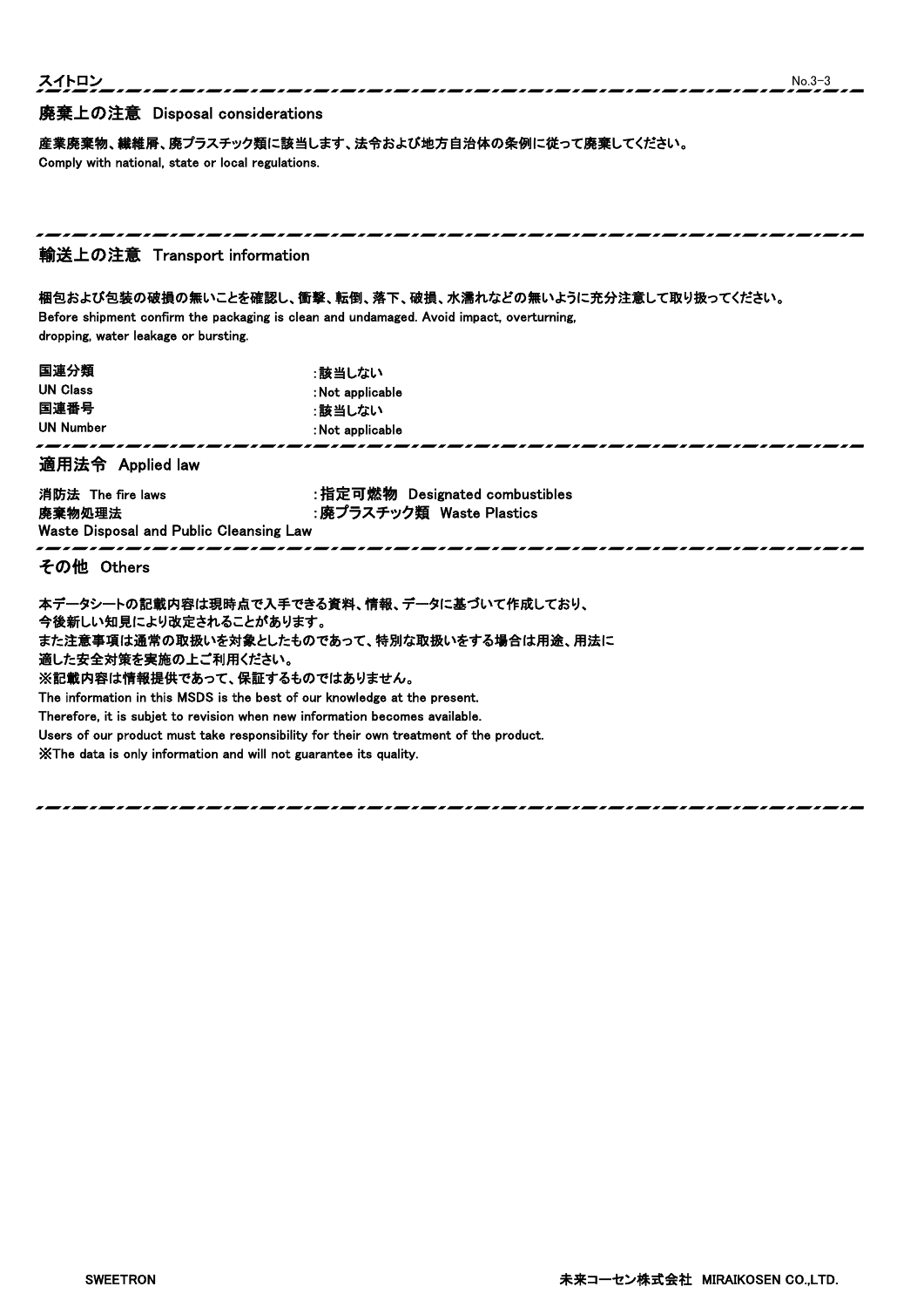## 廃棄上の注意 Disposal considerations

**産業廃棄物、繊維屑、廃プラスチック類に該当します、法令および地方自治体の条例に従って廃棄してください。**
Comply with national, state or local regulations.

## 輸送上の注意 Transport information

**梱包および包装の破損の無いことを確認し、衝撃、転倒、落下、破損、水濡れなどの無いように充分注意して取り扱ってください。**
Before shipment confirm the packaging is clean and undamaged. Avoid impact, overturning, dropping, water leakage or bursting.

| | |
|---|---|
| 国連分類 | :該当しない |
| UN Class | :Not applicable |
| 国連番号 | :該当しない |
| UN Number | :Not applicable |

## 適用法令 Applied law

| | |
|---|---|
| 消防法 The fire laws | :指定可燃物 Designated combustibles |
| 廃棄物処理法 Waste Disposal and Public Cleansing Law | :廃プラスチック類 Waste Plastics |

## その他 Others

**本データシートの記載内容は現時点で入手できる資料、情報、データに基づいて作成しており、今後新しい知見により改定されることがあります。**
**また注意事項は通常の取扱いを対象としたものであって、特別な取扱いをする場合は用途、用法に適した安全対策を実施の上ご利用ください。**
**※記載内容は情報提供であって、保証するものではありません。**

The information in this MSDS is the best of our knowledge at the present.
Therefore, it is subjet to revision when new information becomes available.
Users of our product must take responsibility for their own treatment of the product.
※The data is only information and will not guarantee its quality.